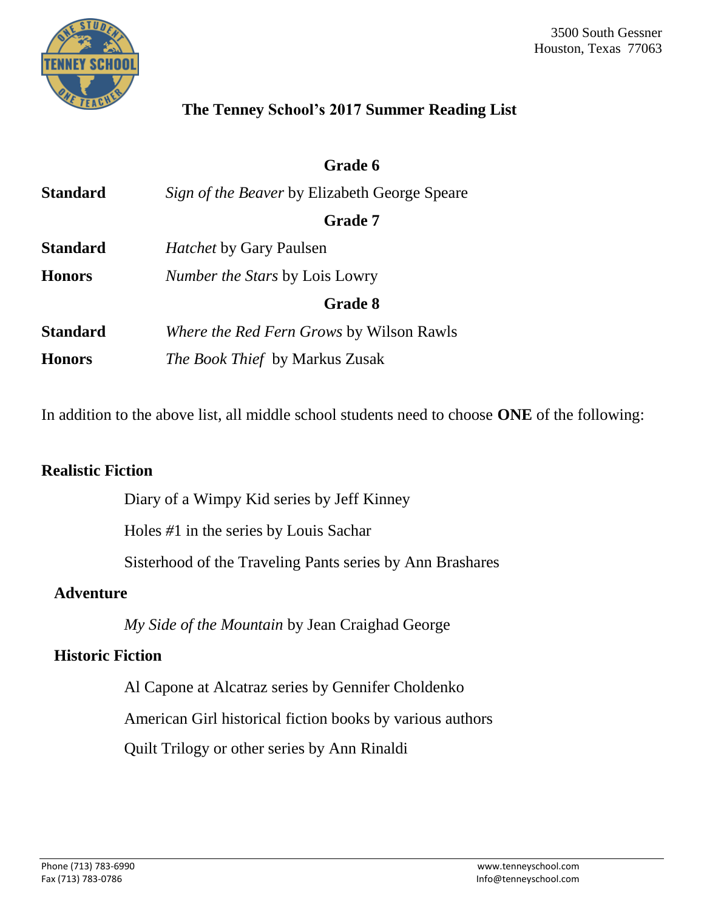3500 South Gessner
Houston, Texas 77063

# The Tenney School's 2017 Summer Reading List

## Grade 6

**Standard** *Sign of the Beaver* by Elizabeth George Speare

## Grade 7

**Standard** *Hatchet* by Gary Paulsen

**Honors** *Number the Stars* by Lois Lowry

## Grade 8

**Standard** *Where the Red Fern Grows* by Wilson Rawls

**Honors** *The Book Thief* by Markus Zusak

In addition to the above list, all middle school students need to choose **ONE** of the following:

### Realistic Fiction

- Diary of a Wimpy Kid series by Jeff Kinney
- Holes #1 in the series by Louis Sachar
- Sisterhood of the Traveling Pants series by Ann Brashares

### Adventure

- *My Side of the Mountain* by Jean Craighad George

### Historic Fiction

- Al Capone at Alcatraz series by Gennifer Choldenko
- American Girl historical fiction books by various authors
- Quilt Trilogy or other series by Ann Rinaldi

Phone (713) 783-6990
Fax (713) 783-0786

www.tenneyschool.com
Info@tenneyschool.com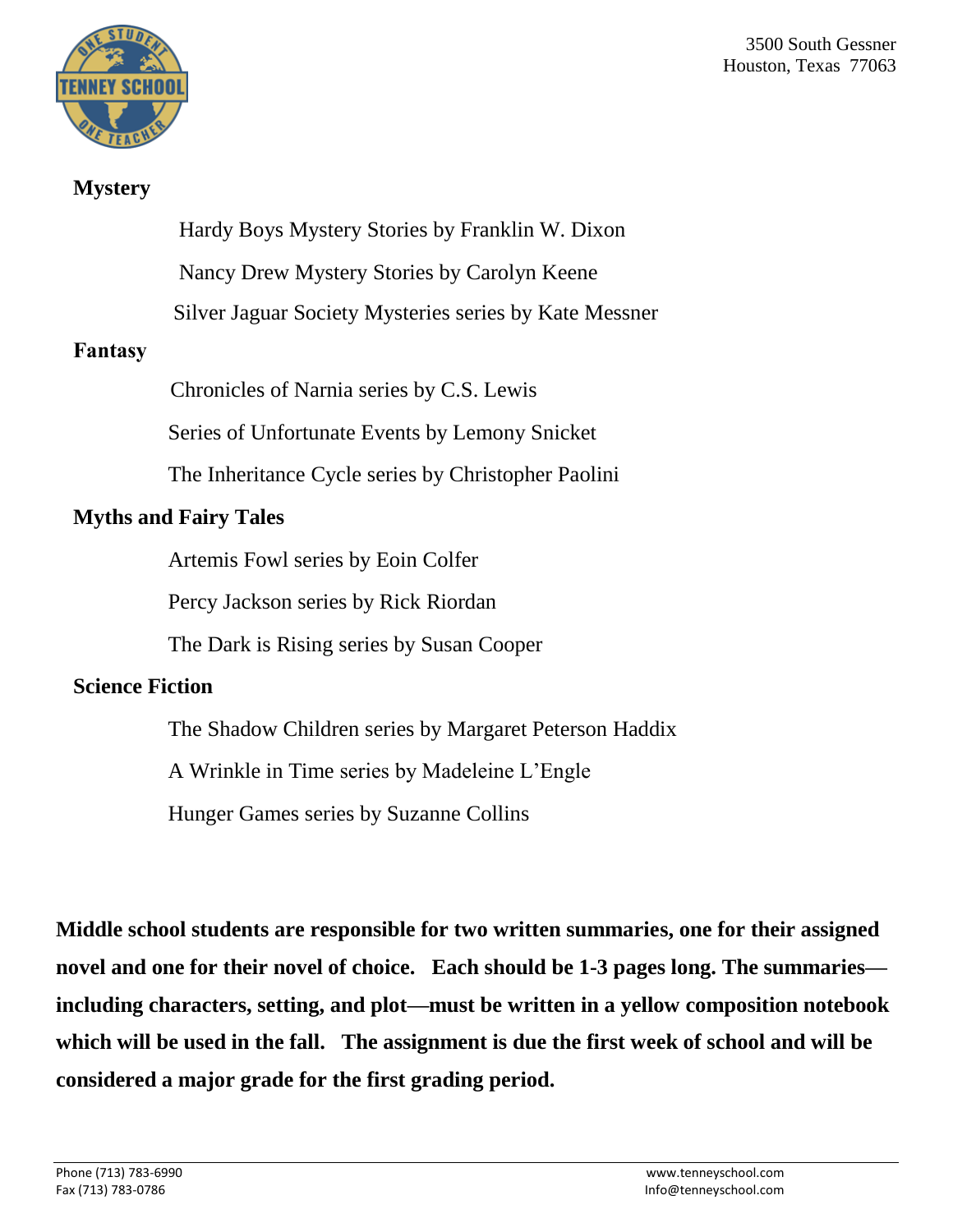**Mystery**

- Hardy Boys Mystery Stories by Franklin W. Dixon
- Nancy Drew Mystery Stories by Carolyn Keene
- Silver Jaguar Society Mysteries series by Kate Messner

**Fantasy**

- Chronicles of Narnia series by C.S. Lewis
- Series of Unfortunate Events by Lemony Snicket
- The Inheritance Cycle series by Christopher Paolini

**Myths and Fairy Tales**

- Artemis Fowl series by Eoin Colfer
- Percy Jackson series by Rick Riordan
- The Dark is Rising series by Susan Cooper

**Science Fiction**

- The Shadow Children series by Margaret Peterson Haddix
- A Wrinkle in Time series by Madeleine L'Engle
- Hunger Games series by Suzanne Collins

**Middle school students are responsible for two written summaries, one for their assigned novel and one for their novel of choice. Each should be 1-3 pages long. The summaries—including characters, setting, and plot—must be written in a yellow composition notebook which will be used in the fall. The assignment is due the first week of school and will be considered a major grade for the first grading period.**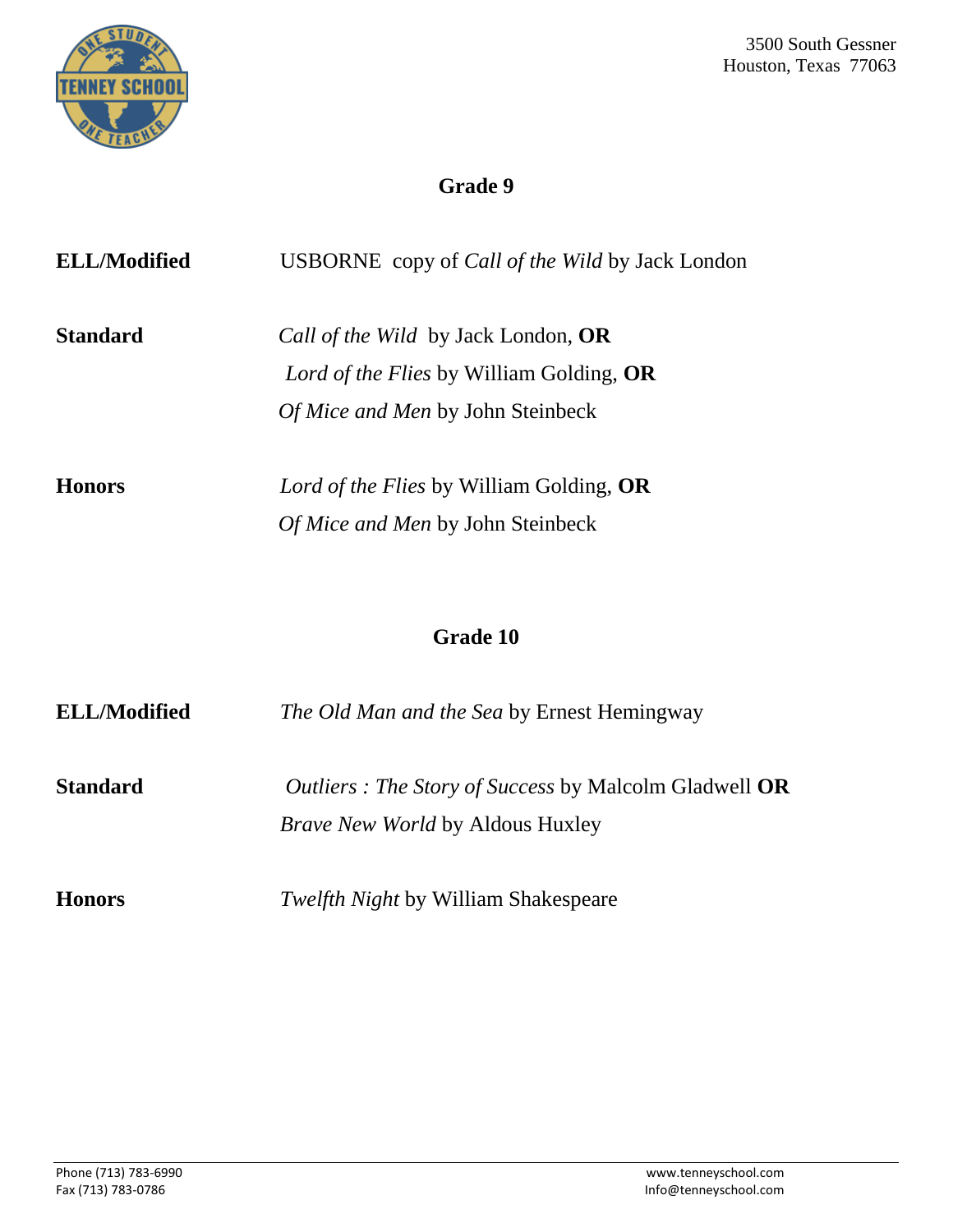## Grade 9

**ELL/Modified** USBORNE copy of *Call of the Wild* by Jack London

**Standard** *Call of the Wild* by Jack London, **OR**
*Lord of the Flies* by William Golding, **OR**
*Of Mice and Men* by John Steinbeck

**Honors** *Lord of the Flies* by William Golding, **OR**
*Of Mice and Men* by John Steinbeck

## Grade 10

**ELL/Modified** *The Old Man and the Sea* by Ernest Hemingway

**Standard** *Outliers : The Story of Success* by Malcolm Gladwell **OR**
*Brave New World* by Aldous Huxley

**Honors** *Twelfth Night* by William Shakespeare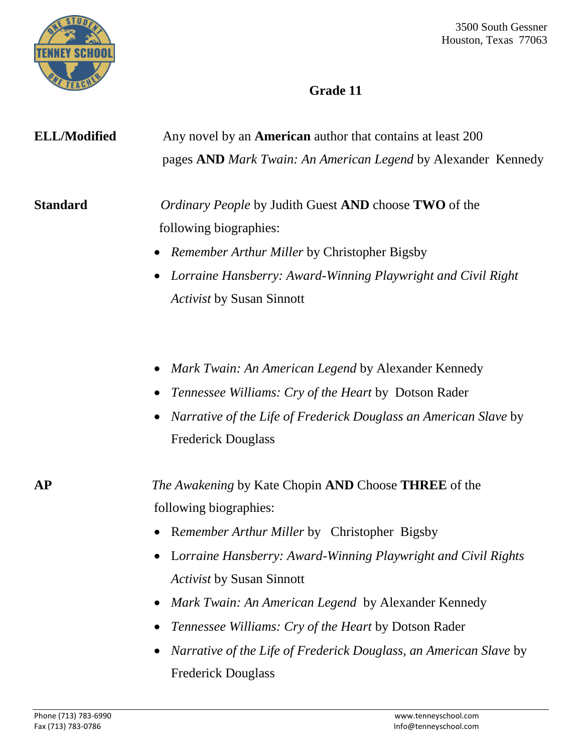3500 South Gessner
Houston, Texas 77063

## Grade 11

**ELL/Modified**

Any novel by an **American** author that contains at least 200 pages **AND** *Mark Twain: An American Legend* by Alexander Kennedy

**Standard**

*Ordinary People* by Judith Guest **AND** choose **TWO** of the following biographies:

- *Remember Arthur Miller* by Christopher Bigsby
- *Lorraine Hansberry: Award-Winning Playwright and Civil Right Activist* by Susan Sinnott
- *Mark Twain: An American Legend* by Alexander Kennedy
- *Tennessee Williams: Cry of the Heart* by Dotson Rader
- *Narrative of the Life of Frederick Douglass an American Slave* by Frederick Douglass

**AP**

*The Awakening* by Kate Chopin **AND** Choose **THREE** of the following biographies:

- R*emember Arthur Miller* by Christopher Bigsby
- L*orraine Hansberry: Award-Winning Playwright and Civil Rights Activist* by Susan Sinnott
- *Mark Twain: An American Legend* by Alexander Kennedy
- *Tennessee Williams: Cry of the Heart* by Dotson Rader
- *Narrative of the Life of Frederick Douglass, an American Slave* by Frederick Douglass

Phone (713) 783-6990
Fax (713) 783-0786

www.tenneyschool.com
Info@tenneyschool.com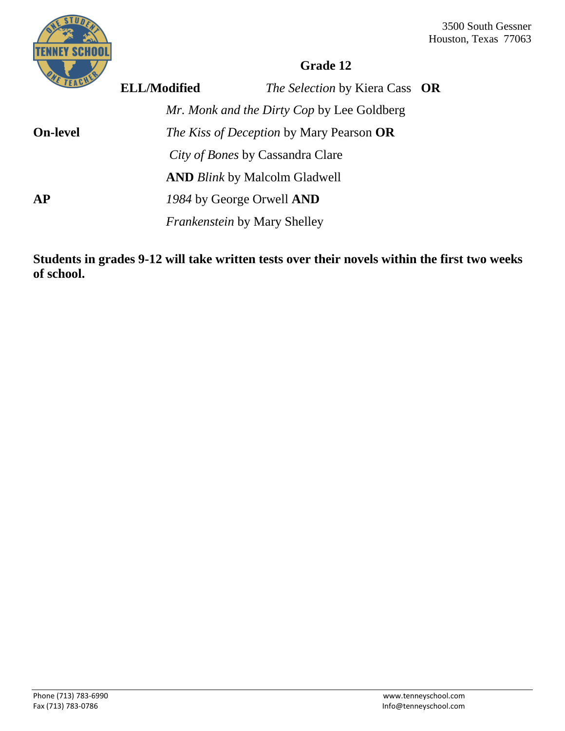3500 South Gessner
Houston, Texas 77063

## Grade 12

**ELL/Modified** *The Selection* by Kiera Cass **OR**
*Mr. Monk and the Dirty Cop* by Lee Goldberg

**On-level** *The Kiss of Deception* by Mary Pearson **OR**
*City of Bones* by Cassandra Clare
**AND** *Blink* by Malcolm Gladwell

**AP** *1984* by George Orwell **AND**
*Frankenstein* by Mary Shelley

**Students in grades 9-12 will take written tests over their novels within the first two weeks of school.**

Phone (713) 783-6990
Fax (713) 783-0786
www.tenneyschool.com
Info@tenneyschool.com